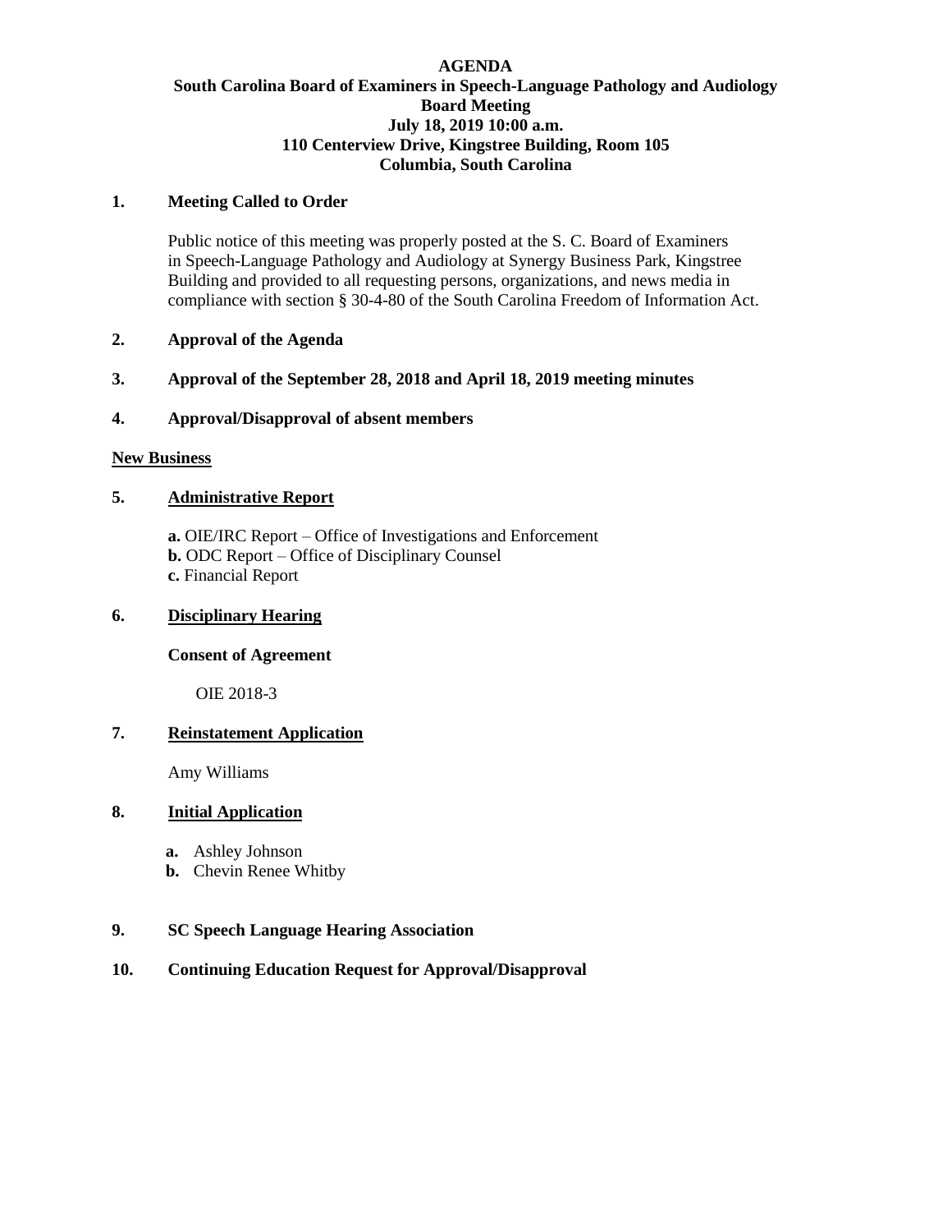**AGENDA**
**South Carolina Board of Examiners in Speech-Language Pathology and Audiology**
**Board Meeting**
**July 18, 2019 10:00 a.m.**
**110 Centerview Drive, Kingstree Building, Room 105**
**Columbia, South Carolina**

**1. Meeting Called to Order**

Public notice of this meeting was properly posted at the S. C. Board of Examiners in Speech-Language Pathology and Audiology at Synergy Business Park, Kingstree Building and provided to all requesting persons, organizations, and news media in compliance with section § 30-4-80 of the South Carolina Freedom of Information Act.

**2. Approval of the Agenda**

**3. Approval of the September 28, 2018 and April 18, 2019 meeting minutes**

**4. Approval/Disapproval of absent members**

**New Business**

**5. Administrative Report**

**a.** OIE/IRC Report – Office of Investigations and Enforcement
**b.** ODC Report – Office of Disciplinary Counsel
**c.** Financial Report

**6. Disciplinary Hearing**

**Consent of Agreement**

OIE 2018-3

**7. Reinstatement Application**

Amy Williams

**8. Initial Application**

**a.** Ashley Johnson
**b.** Chevin Renee Whitby

**9. SC Speech Language Hearing Association**

**10. Continuing Education Request for Approval/Disapproval**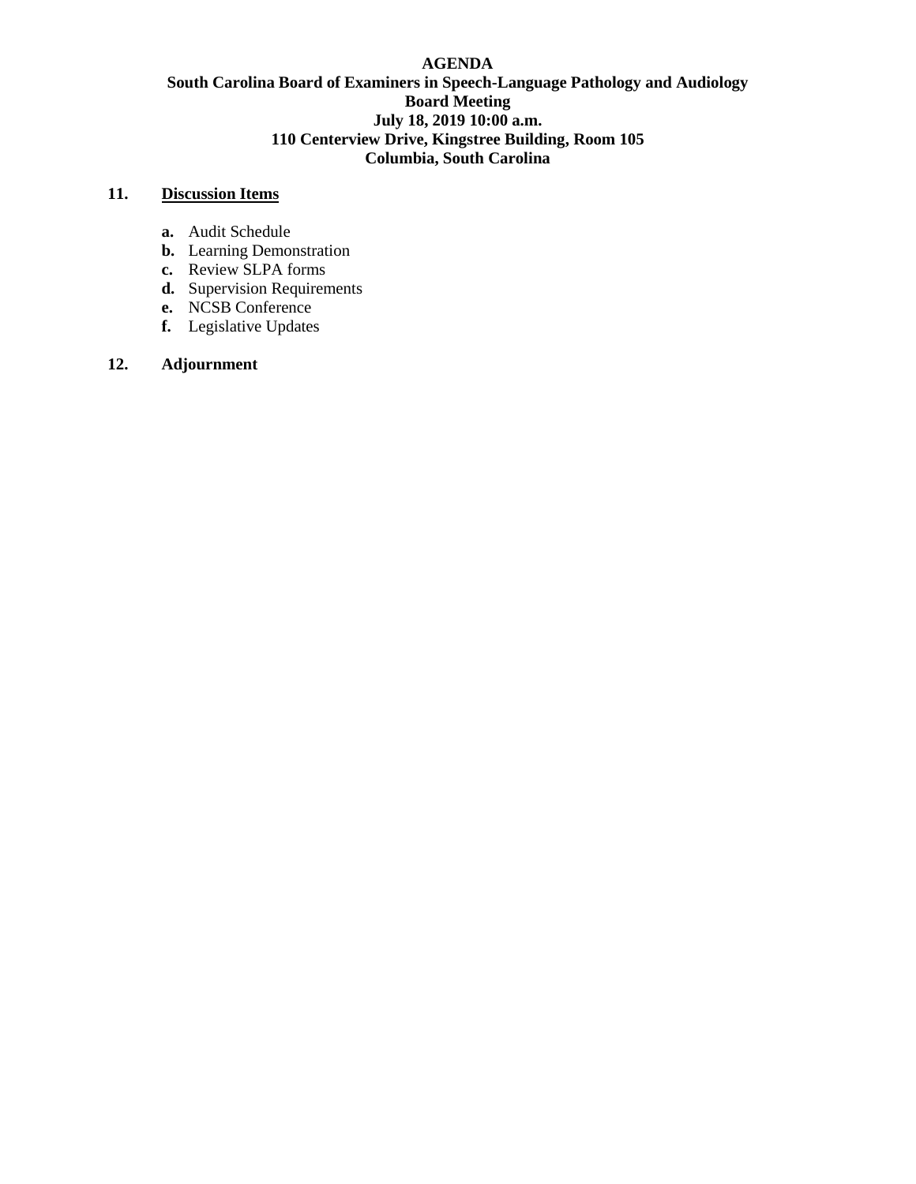**AGENDA**
**South Carolina Board of Examiners in Speech-Language Pathology and Audiology**
**Board Meeting**
**July 18, 2019 10:00 a.m.**
**110 Centerview Drive, Kingstree Building, Room 105**
**Columbia, South Carolina**

**11. Discussion Items**

- **a.** Audit Schedule
- **b.** Learning Demonstration
- **c.** Review SLPA forms
- **d.** Supervision Requirements
- **e.** NCSB Conference
- **f.** Legislative Updates

**12. Adjournment**